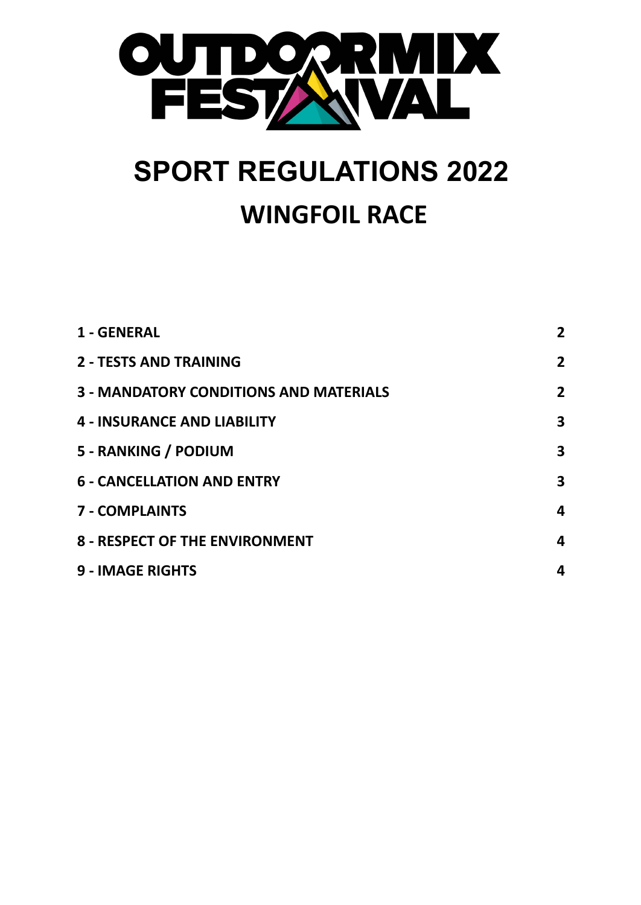# SPORT REGULATIONS 2022

## WINGFOIL RACE

| | |
|---|---|
| **1 - GENERAL** | **2** |
| **2 - TESTS AND TRAINING** | **2** |
| **3 - MANDATORY CONDITIONS AND MATERIALS** | **2** |
| **4 - INSURANCE AND LIABILITY** | **3** |
| **5 - RANKING / PODIUM** | **3** |
| **6 - CANCELLATION AND ENTRY** | **3** |
| **7 - COMPLAINTS** | **4** |
| **8 - RESPECT OF THE ENVIRONMENT** | **4** |
| **9 - IMAGE RIGHTS** | **4** |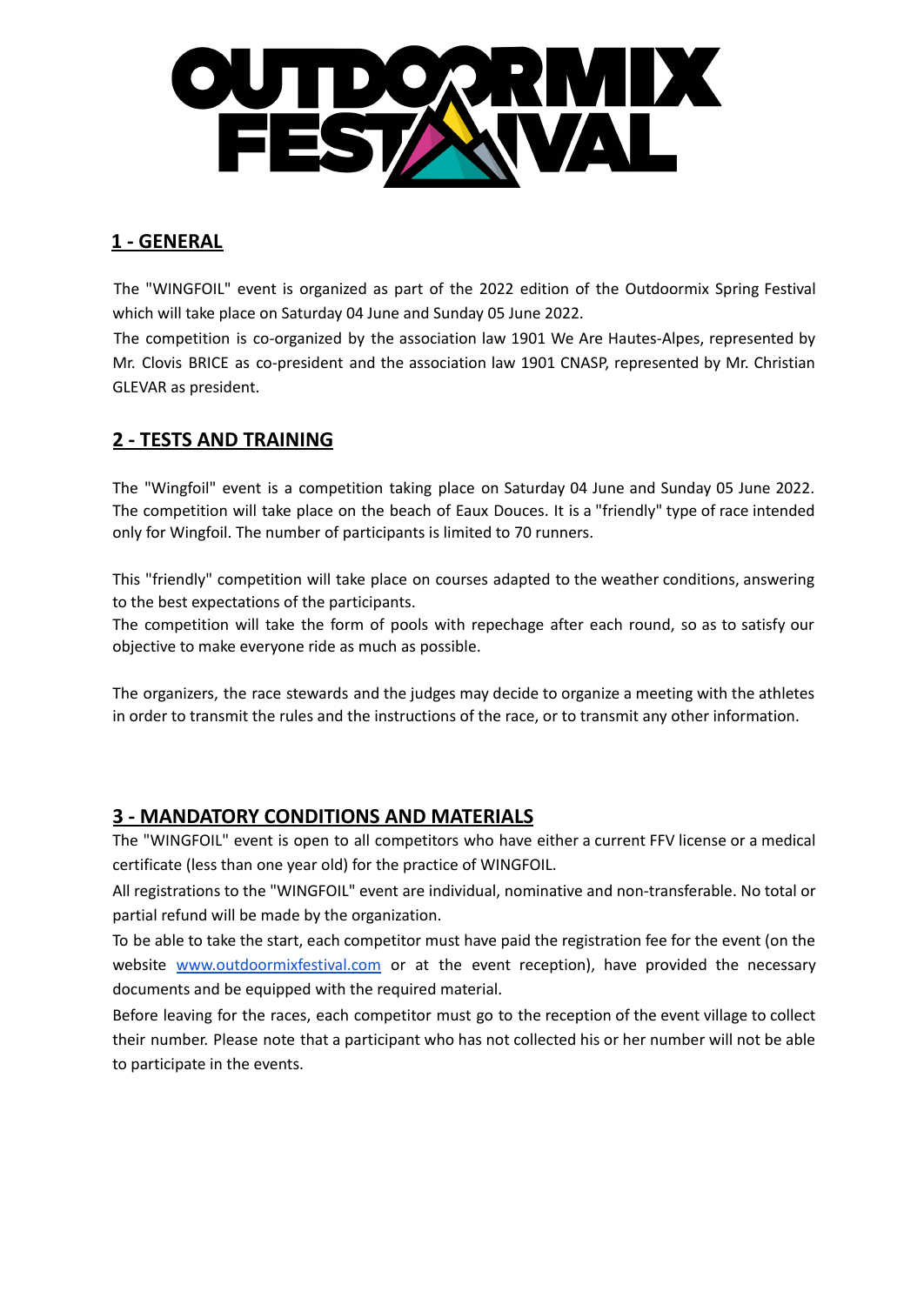## 1 - GENERAL

The "WINGFOIL" event is organized as part of the 2022 edition of the Outdoormix Spring Festival which will take place on Saturday 04 June and Sunday 05 June 2022.
The competition is co-organized by the association law 1901 We Are Hautes-Alpes, represented by Mr. Clovis BRICE as co-president and the association law 1901 CNASP, represented by Mr. Christian GLEVAR as president.

## 2 - TESTS AND TRAINING

The "Wingfoil" event is a competition taking place on Saturday 04 June and Sunday 05 June 2022. The competition will take place on the beach of Eaux Douces. It is a "friendly" type of race intended only for Wingfoil. The number of participants is limited to 70 runners.

This "friendly" competition will take place on courses adapted to the weather conditions, answering to the best expectations of the participants.
The competition will take the form of pools with repechage after each round, so as to satisfy our objective to make everyone ride as much as possible.

The organizers, the race stewards and the judges may decide to organize a meeting with the athletes in order to transmit the rules and the instructions of the race, or to transmit any other information.

## 3 - MANDATORY CONDITIONS AND MATERIALS

The "WINGFOIL" event is open to all competitors who have either a current FFV license or a medical certificate (less than one year old) for the practice of WINGFOIL.
All registrations to the "WINGFOIL" event are individual, nominative and non-transferable. No total or partial refund will be made by the organization.
To be able to take the start, each competitor must have paid the registration fee for the event (on the website www.outdoormixfestival.com or at the event reception), have provided the necessary documents and be equipped with the required material.
Before leaving for the races, each competitor must go to the reception of the event village to collect their number. Please note that a participant who has not collected his or her number will not be able to participate in the events.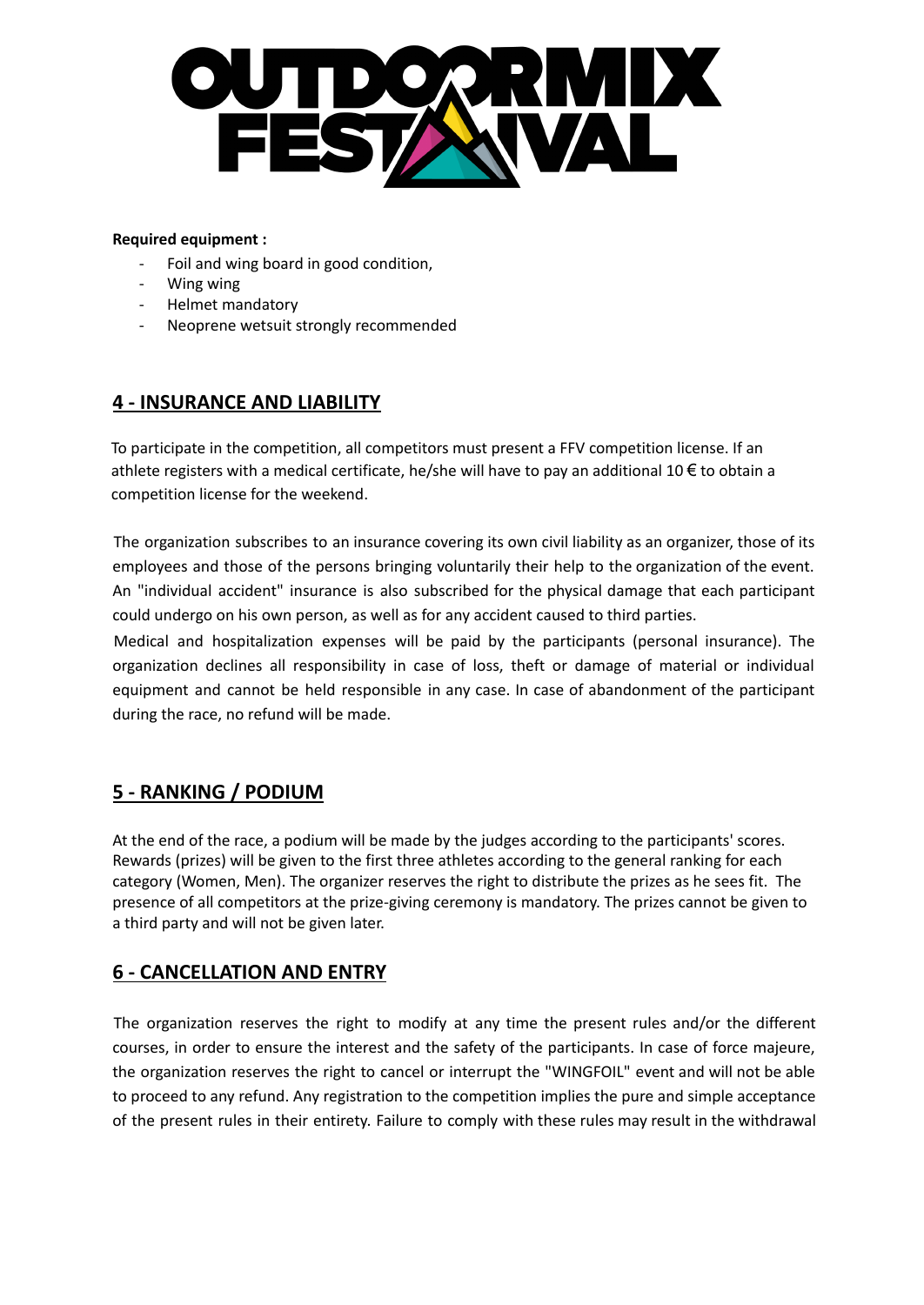**Required equipment :**

- Foil and wing board in good condition,
- Wing wing
- Helmet mandatory
- Neoprene wetsuit strongly recommended

## 4 - INSURANCE AND LIABILITY

To participate in the competition, all competitors must present a FFV competition license. If an athlete registers with a medical certificate, he/she will have to pay an additional 10 € to obtain a competition license for the weekend.

The organization subscribes to an insurance covering its own civil liability as an organizer, those of its employees and those of the persons bringing voluntarily their help to the organization of the event. An "individual accident" insurance is also subscribed for the physical damage that each participant could undergo on his own person, as well as for any accident caused to third parties.

Medical and hospitalization expenses will be paid by the participants (personal insurance). The organization declines all responsibility in case of loss, theft or damage of material or individual equipment and cannot be held responsible in any case. In case of abandonment of the participant during the race, no refund will be made.

## 5 - RANKING / PODIUM

At the end of the race, a podium will be made by the judges according to the participants' scores. Rewards (prizes) will be given to the first three athletes according to the general ranking for each category (Women, Men). The organizer reserves the right to distribute the prizes as he sees fit. The presence of all competitors at the prize-giving ceremony is mandatory. The prizes cannot be given to a third party and will not be given later.

## 6 - CANCELLATION AND ENTRY

The organization reserves the right to modify at any time the present rules and/or the different courses, in order to ensure the interest and the safety of the participants. In case of force majeure, the organization reserves the right to cancel or interrupt the "WINGFOIL" event and will not be able to proceed to any refund. Any registration to the competition implies the pure and simple acceptance of the present rules in their entirety. Failure to comply with these rules may result in the withdrawal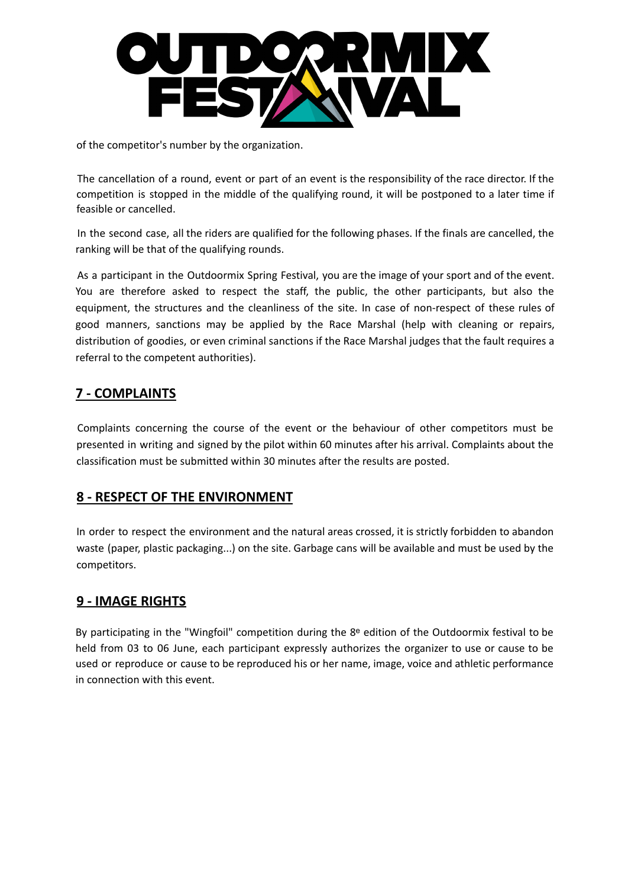of the competitor's number by the organization.

The cancellation of a round, event or part of an event is the responsibility of the race director. If the competition is stopped in the middle of the qualifying round, it will be postponed to a later time if feasible or cancelled.

In the second case, all the riders are qualified for the following phases. If the finals are cancelled, the ranking will be that of the qualifying rounds.

As a participant in the Outdoormix Spring Festival, you are the image of your sport and of the event. You are therefore asked to respect the staff, the public, the other participants, but also the equipment, the structures and the cleanliness of the site. In case of non-respect of these rules of good manners, sanctions may be applied by the Race Marshal (help with cleaning or repairs, distribution of goodies, or even criminal sanctions if the Race Marshal judges that the fault requires a referral to the competent authorities).

## 7 - COMPLAINTS

Complaints concerning the course of the event or the behaviour of other competitors must be presented in writing and signed by the pilot within 60 minutes after his arrival. Complaints about the classification must be submitted within 30 minutes after the results are posted.

## 8 - RESPECT OF THE ENVIRONMENT

In order to respect the environment and the natural areas crossed, it is strictly forbidden to abandon waste (paper, plastic packaging...) on the site. Garbage cans will be available and must be used by the competitors.

## 9 - IMAGE RIGHTS

By participating in the "Wingfoil" competition during the 8e edition of the Outdoormix festival to be held from 03 to 06 June, each participant expressly authorizes the organizer to use or cause to be used or reproduce or cause to be reproduced his or her name, image, voice and athletic performance in connection with this event.